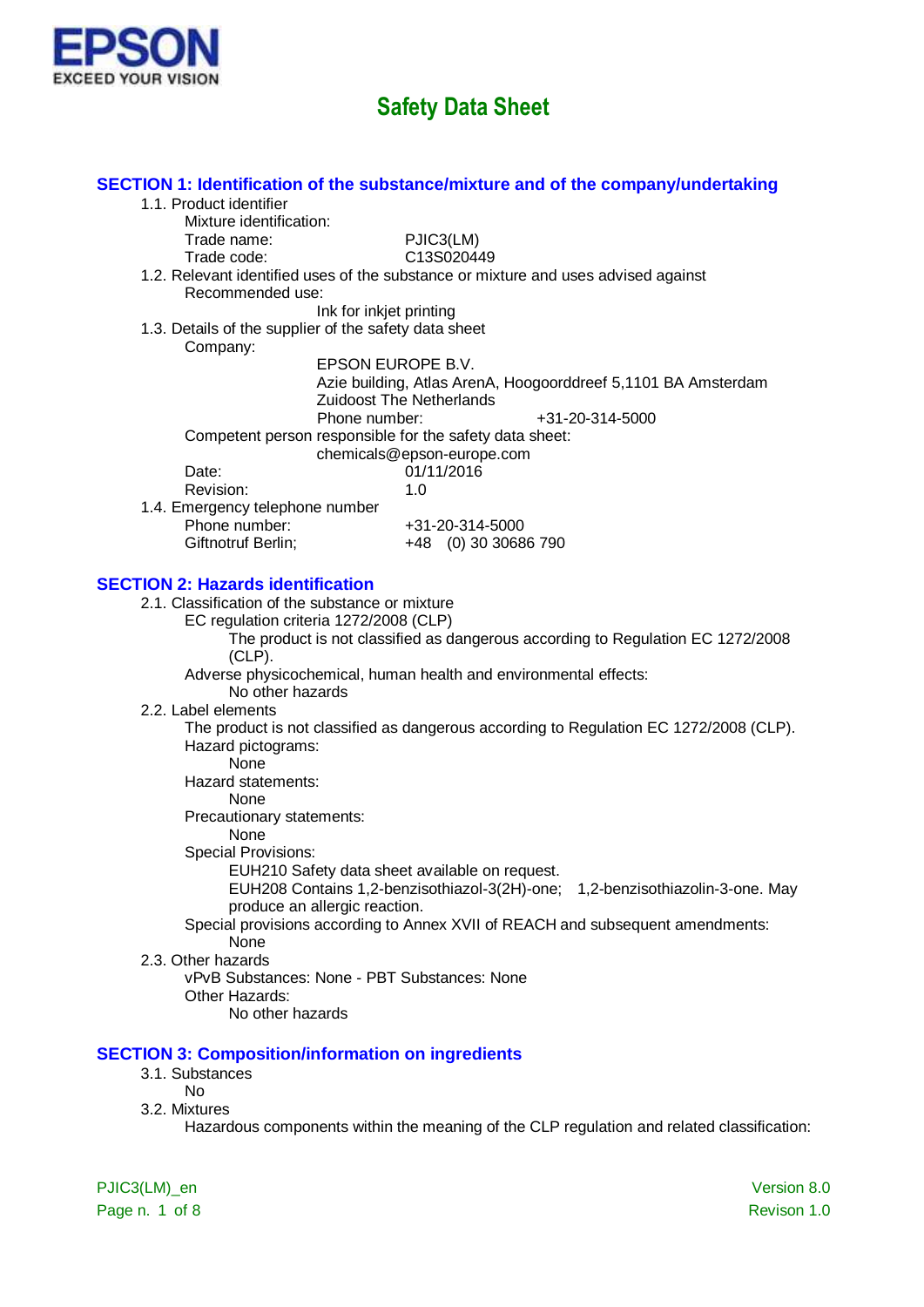EPSON
EXCEED YOUR VISION

# Safety Data Sheet

## SECTION 1: Identification of the substance/mixture and of the company/undertaking

1.1. Product identifier

Mixture identification:

Trade name: PJIC3(LM)

Trade code: C13S020449

1.2. Relevant identified uses of the substance or mixture and uses advised against

Recommended use:

Ink for inkjet printing

1.3. Details of the supplier of the safety data sheet

Company:

EPSON EUROPE B.V.
Azie building, Atlas ArenA, Hoogoorddreef 5,1101 BA Amsterdam
Zuidoost The Netherlands
Phone number: +31-20-314-5000

Competent person responsible for the safety data sheet:

chemicals@epson-europe.com

Date: 01/11/2016

Revision: 1.0

1.4. Emergency telephone number

Phone number: +31-20-314-5000

Giftnotruf Berlin; +48 (0) 30 30686 790

## SECTION 2: Hazards identification

2.1. Classification of the substance or mixture

EC regulation criteria 1272/2008 (CLP)

The product is not classified as dangerous according to Regulation EC 1272/2008 (CLP).

Adverse physicochemical, human health and environmental effects:

No other hazards

2.2. Label elements

The product is not classified as dangerous according to Regulation EC 1272/2008 (CLP).

Hazard pictograms:

None

Hazard statements:

None

Precautionary statements:

None

Special Provisions:

EUH210 Safety data sheet available on request.
EUH208 Contains 1,2-benzisothiazol-3(2H)-one; 1,2-benzisothiazolin-3-one. May produce an allergic reaction.

Special provisions according to Annex XVII of REACH and subsequent amendments:

None

2.3. Other hazards

vPvB Substances: None - PBT Substances: None

Other Hazards:

No other hazards

## SECTION 3: Composition/information on ingredients

3.1. Substances

No

3.2. Mixtures

Hazardous components within the meaning of the CLP regulation and related classification: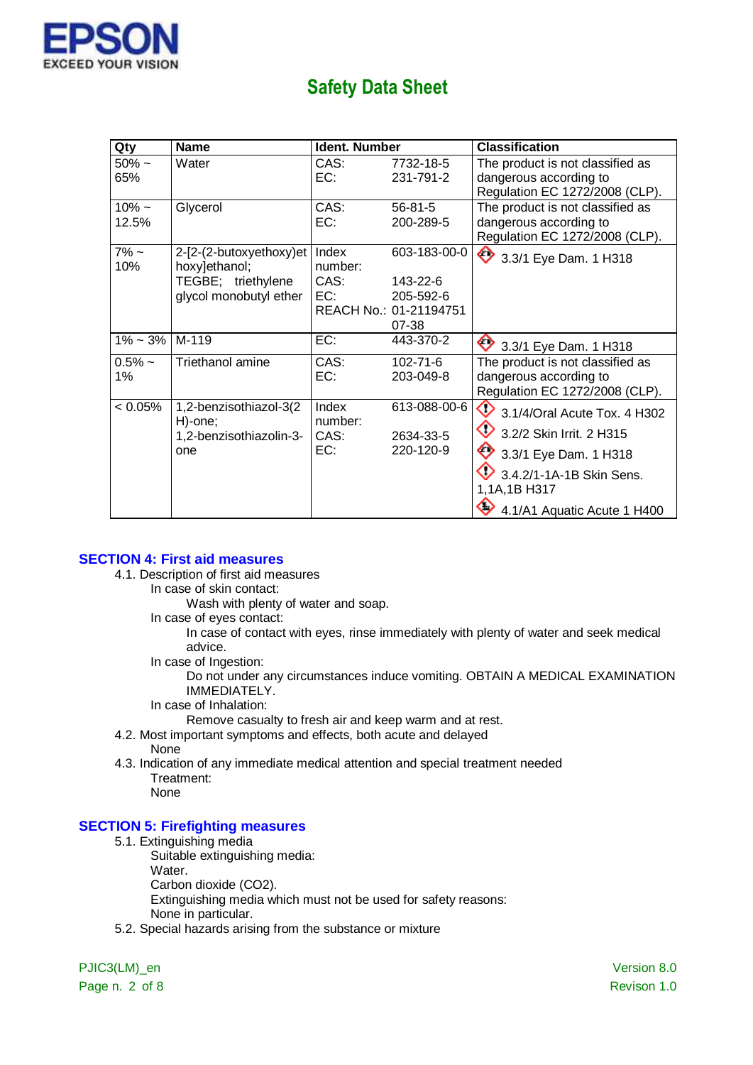| Qty | Name | Ident. Number | | Classification |
|---|---|---|---|---|
| 50% ~ 65% | Water | CAS:<br>EC: | 7732-18-5<br>231-791-2 | The product is not classified as dangerous according to Regulation EC 1272/2008 (CLP). |
| 10% ~ 12.5% | Glycerol | CAS:<br>EC: | 56-81-5<br>200-289-5 | The product is not classified as dangerous according to Regulation EC 1272/2008 (CLP). |
| 7% ~ 10% | 2-[2-(2-butoxyethoxy)ethoxy]ethanol; TEGBE; triethylene glycol monobutyl ether | Index number:<br>CAS:<br>EC:<br>REACH No.: | 603-183-00-0<br>143-22-6<br>205-592-6<br>01-2119475107-38 | 3.3/1 Eye Dam. 1 H318 |
| 1% ~ 3% | M-119 | EC: | 443-370-2 | 3.3/1 Eye Dam. 1 H318 |
| 0.5% ~ 1% | Triethanol amine | CAS:<br>EC: | 102-71-6<br>203-049-8 | The product is not classified as dangerous according to Regulation EC 1272/2008 (CLP). |
| < 0.05% | 1,2-benzisothiazol-3(2H)-one; 1,2-benzisothiazolin-3-one | Index number:<br>CAS:<br>EC: | 613-088-00-6<br>2634-33-5<br>220-120-9 | 3.1/4/Oral Acute Tox. 4 H302<br>3.2/2 Skin Irrit. 2 H315<br>3.3/1 Eye Dam. 1 H318<br>3.4.2/1-1A-1B Skin Sens. 1,1A,1B H317<br>4.1/A1 Aquatic Acute 1 H400 |

## SECTION 4: First aid measures

4.1. Description of first aid measures

In case of skin contact:

Wash with plenty of water and soap.

In case of eyes contact:

In case of contact with eyes, rinse immediately with plenty of water and seek medical advice.

In case of Ingestion:

Do not under any circumstances induce vomiting. OBTAIN A MEDICAL EXAMINATION IMMEDIATELY.

In case of Inhalation:

Remove casualty to fresh air and keep warm and at rest.

4.2. Most important symptoms and effects, both acute and delayed

None

4.3. Indication of any immediate medical attention and special treatment needed

Treatment:

None

## SECTION 5: Firefighting measures

5.1. Extinguishing media

Suitable extinguishing media:

Water.

Carbon dioxide ($CO_2$).

Extinguishing media which must not be used for safety reasons:

None in particular.

5.2. Special hazards arising from the substance or mixture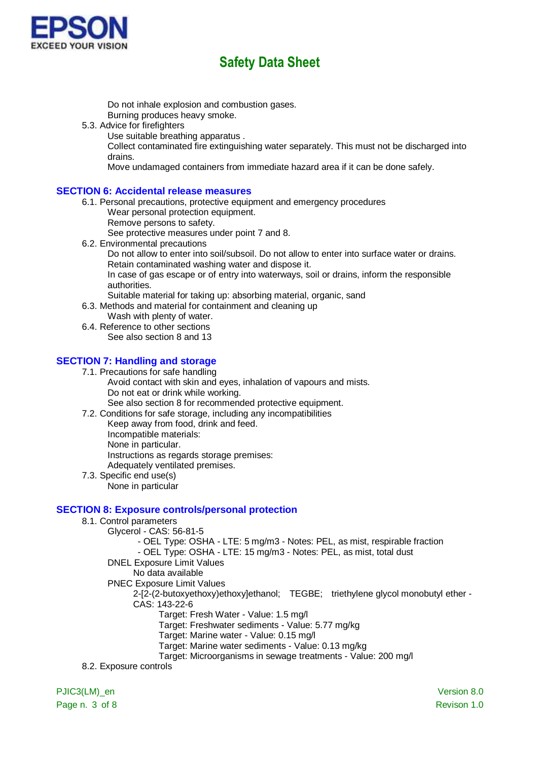Do not inhale explosion and combustion gases.
Burning produces heavy smoke.

5.3. Advice for firefighters

Use suitable breathing apparatus .
Collect contaminated fire extinguishing water separately. This must not be discharged into drains.
Move undamaged containers from immediate hazard area if it can be done safely.

## SECTION 6: Accidental release measures

6.1. Personal precautions, protective equipment and emergency procedures

Wear personal protection equipment.
Remove persons to safety.
See protective measures under point 7 and 8.

6.2. Environmental precautions

Do not allow to enter into soil/subsoil. Do not allow to enter into surface water or drains.
Retain contaminated washing water and dispose it.
In case of gas escape or of entry into waterways, soil or drains, inform the responsible authorities.
Suitable material for taking up: absorbing material, organic, sand

6.3. Methods and material for containment and cleaning up

Wash with plenty of water.

6.4. Reference to other sections

See also section 8 and 13

## SECTION 7: Handling and storage

7.1. Precautions for safe handling

Avoid contact with skin and eyes, inhalation of vapours and mists.
Do not eat or drink while working.
See also section 8 for recommended protective equipment.

7.2. Conditions for safe storage, including any incompatibilities

Keep away from food, drink and feed.
Incompatible materials:
None in particular.
Instructions as regards storage premises:
Adequately ventilated premises.

7.3. Specific end use(s)

None in particular

## SECTION 8: Exposure controls/personal protection

8.1. Control parameters

Glycerol - CAS: 56-81-5

- OEL Type: OSHA - LTE: 5 mg/m3 - Notes: PEL, as mist, respirable fraction
- OEL Type: OSHA - LTE: 15 mg/m3 - Notes: PEL, as mist, total dust

DNEL Exposure Limit Values

No data available

PNEC Exposure Limit Values

2-[2-(2-butoxyethoxy)ethoxy]ethanol; TEGBE; triethylene glycol monobutyl ether - CAS: 143-22-6

Target: Fresh Water - Value: 1.5 mg/l
Target: Freshwater sediments - Value: 5.77 mg/kg
Target: Marine water - Value: 0.15 mg/l
Target: Marine water sediments - Value: 0.13 mg/kg
Target: Microorganisms in sewage treatments - Value: 200 mg/l

8.2. Exposure controls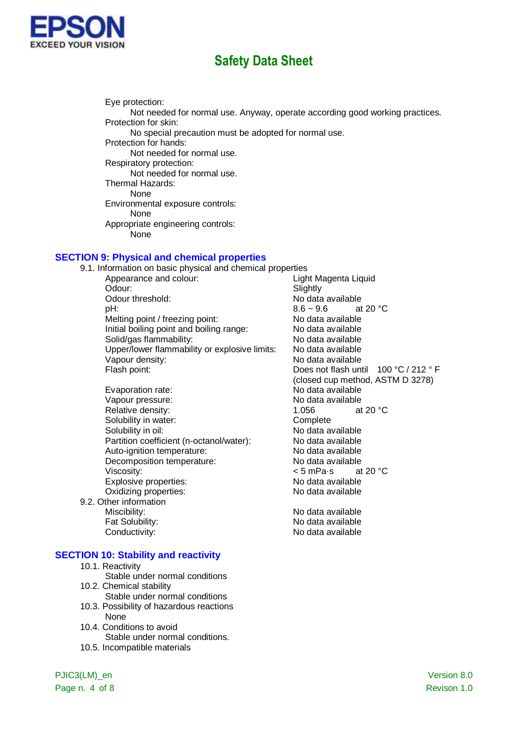Eye protection:
: Not needed for normal use. Anyway, operate according good working practices.

Protection for skin:
: No special precaution must be adopted for normal use.

Protection for hands:
: Not needed for normal use.

Respiratory protection:
: Not needed for normal use.

Thermal Hazards:
: None

Environmental exposure controls:
: None

Appropriate engineering controls:
: None

## SECTION 9: Physical and chemical properties

9.1. Information on basic physical and chemical properties

| Property | Value |
|---|---|
| Appearance and colour: | Light Magenta Liquid |
| Odour: | Slightly |
| Odour threshold: | No data available |
| pH: | 8.6 ~ 9.6 at 20 °C |
| Melting point / freezing point: | No data available |
| Initial boiling point and boiling range: | No data available |
| Solid/gas flammability: | No data available |
| Upper/lower flammability or explosive limits: | No data available |
| Vapour density: | No data available |
| Flash point: | Does not flash until 100 °C / 212 ° F (closed cup method, ASTM D 3278) |
| Evaporation rate: | No data available |
| Vapour pressure: | No data available |
| Relative density: | 1.056 at 20 °C |
| Solubility in water: | Complete |
| Solubility in oil: | No data available |
| Partition coefficient (n-octanol/water): | No data available |
| Auto-ignition temperature: | No data available |
| Decomposition temperature: | No data available |
| Viscosity: | < 5 mPa·s at 20 °C |
| Explosive properties: | No data available |
| Oxidizing properties: | No data available |

9.2. Other information

| Property | Value |
|---|---|
| Miscibility: | No data available |
| Fat Solubility: | No data available |
| Conductivity: | No data available |

## SECTION 10: Stability and reactivity

10.1. Reactivity
: Stable under normal conditions

10.2. Chemical stability
: Stable under normal conditions

10.3. Possibility of hazardous reactions
: None

10.4. Conditions to avoid
: Stable under normal conditions.

10.5. Incompatible materials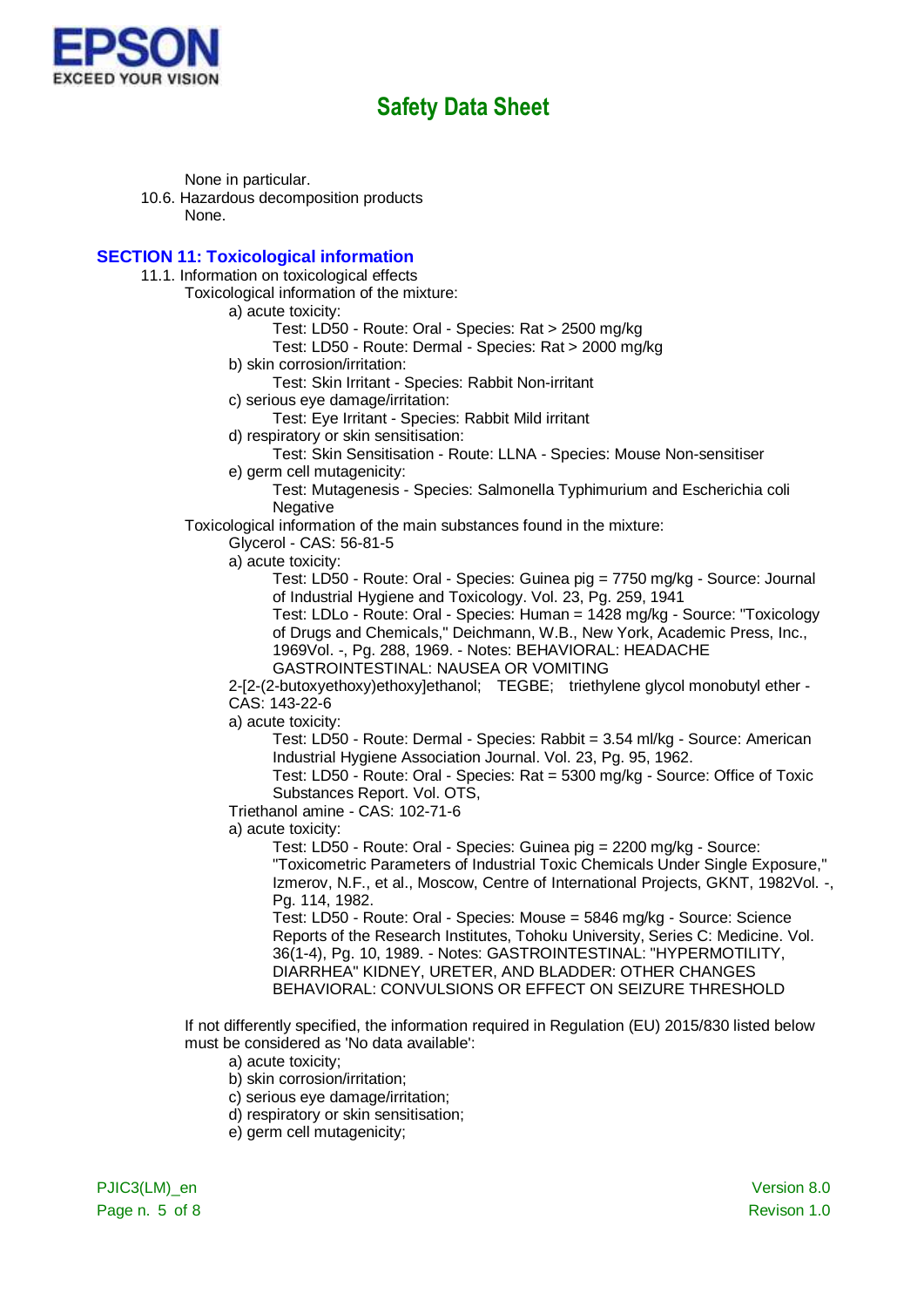None in particular.

10.6. Hazardous decomposition products

None.

## SECTION 11: Toxicological information

11.1. Information on toxicological effects

Toxicological information of the mixture:

a) acute toxicity:

Test: LD50 - Route: Oral - Species: Rat > 2500 mg/kg

Test: LD50 - Route: Dermal - Species: Rat > 2000 mg/kg

b) skin corrosion/irritation:

Test: Skin Irritant - Species: Rabbit Non-irritant

c) serious eye damage/irritation:

Test: Eye Irritant - Species: Rabbit Mild irritant

d) respiratory or skin sensitisation:

Test: Skin Sensitisation - Route: LLNA - Species: Mouse Non-sensitiser

e) germ cell mutagenicity:

Test: Mutagenesis - Species: Salmonella Typhimurium and Escherichia coli Negative

Toxicological information of the main substances found in the mixture:

Glycerol - CAS: 56-81-5

a) acute toxicity:

Test: LD50 - Route: Oral - Species: Guinea pig = 7750 mg/kg - Source: Journal of Industrial Hygiene and Toxicology. Vol. 23, Pg. 259, 1941

Test: LDLo - Route: Oral - Species: Human = 1428 mg/kg - Source: "Toxicology of Drugs and Chemicals," Deichmann, W.B., New York, Academic Press, Inc., 1969Vol. -, Pg. 288, 1969. - Notes: BEHAVIORAL: HEADACHE GASTROINTESTINAL: NAUSEA OR VOMITING

2-[2-(2-butoxyethoxy)ethoxy]ethanol; TEGBE; triethylene glycol monobutyl ether - CAS: 143-22-6

a) acute toxicity:

Test: LD50 - Route: Dermal - Species: Rabbit = 3.54 ml/kg - Source: American Industrial Hygiene Association Journal. Vol. 23, Pg. 95, 1962.

Test: LD50 - Route: Oral - Species: Rat = 5300 mg/kg - Source: Office of Toxic Substances Report. Vol. OTS,

Triethanol amine - CAS: 102-71-6

a) acute toxicity:

Test: LD50 - Route: Oral - Species: Guinea pig = 2200 mg/kg - Source: "Toxicometric Parameters of Industrial Toxic Chemicals Under Single Exposure," Izmerov, N.F., et al., Moscow, Centre of International Projects, GKNT, 1982Vol. -, Pg. 114, 1982.

Test: LD50 - Route: Oral - Species: Mouse = 5846 mg/kg - Source: Science Reports of the Research Institutes, Tohoku University, Series C: Medicine. Vol. 36(1-4), Pg. 10, 1989. - Notes: GASTROINTESTINAL: "HYPERMOTILITY, DIARRHEA" KIDNEY, URETER, AND BLADDER: OTHER CHANGES BEHAVIORAL: CONVULSIONS OR EFFECT ON SEIZURE THRESHOLD

If not differently specified, the information required in Regulation (EU) 2015/830 listed below must be considered as 'No data available':

a) acute toxicity;

b) skin corrosion/irritation;

c) serious eye damage/irritation;

d) respiratory or skin sensitisation;

e) germ cell mutagenicity;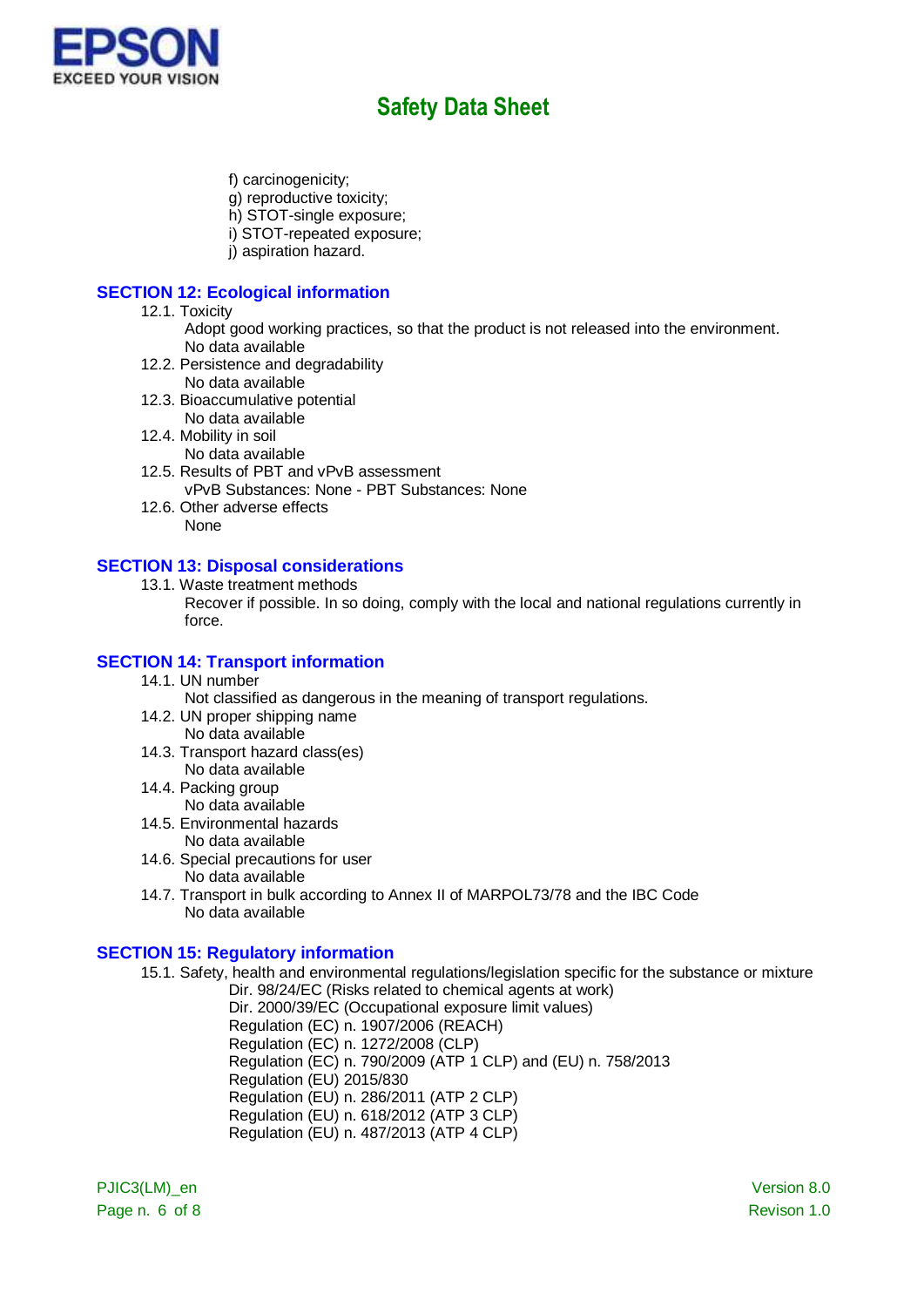f) carcinogenicity;
g) reproductive toxicity;
h) STOT-single exposure;
i) STOT-repeated exposure;
j) aspiration hazard.

## SECTION 12: Ecological information

12.1. Toxicity
Adopt good working practices, so that the product is not released into the environment.
No data available

12.2. Persistence and degradability
No data available

12.3. Bioaccumulative potential
No data available

12.4. Mobility in soil
No data available

12.5. Results of PBT and vPvB assessment
vPvB Substances: None - PBT Substances: None

12.6. Other adverse effects
None

## SECTION 13: Disposal considerations

13.1. Waste treatment methods
Recover if possible. In so doing, comply with the local and national regulations currently in force.

## SECTION 14: Transport information

14.1. UN number
Not classified as dangerous in the meaning of transport regulations.

14.2. UN proper shipping name
No data available

14.3. Transport hazard class(es)
No data available

14.4. Packing group
No data available

14.5. Environmental hazards
No data available

14.6. Special precautions for user
No data available

14.7. Transport in bulk according to Annex II of MARPOL73/78 and the IBC Code
No data available

## SECTION 15: Regulatory information

15.1. Safety, health and environmental regulations/legislation specific for the substance or mixture
Dir. 98/24/EC (Risks related to chemical agents at work)
Dir. 2000/39/EC (Occupational exposure limit values)
Regulation (EC) n. 1907/2006 (REACH)
Regulation (EC) n. 1272/2008 (CLP)
Regulation (EC) n. 790/2009 (ATP 1 CLP) and (EU) n. 758/2013
Regulation (EU) 2015/830
Regulation (EU) n. 286/2011 (ATP 2 CLP)
Regulation (EU) n. 618/2012 (ATP 3 CLP)
Regulation (EU) n. 487/2013 (ATP 4 CLP)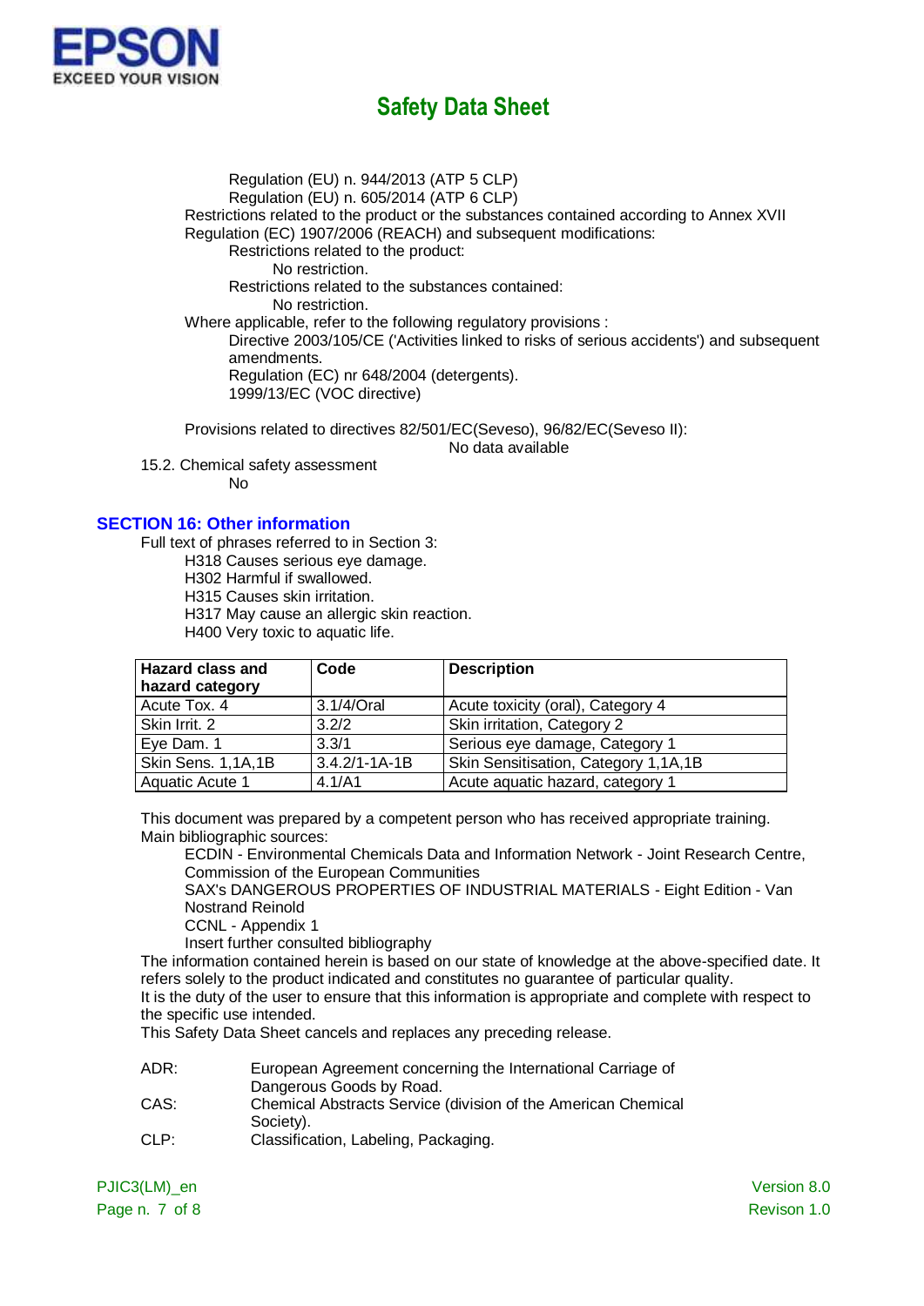Regulation (EU) n. 944/2013 (ATP 5 CLP)
Regulation (EU) n. 605/2014 (ATP 6 CLP)

Restrictions related to the product or the substances contained according to Annex XVII Regulation (EC) 1907/2006 (REACH) and subsequent modifications:

Restrictions related to the product:
No restriction.

Restrictions related to the substances contained:
No restriction.

Where applicable, refer to the following regulatory provisions :

Directive 2003/105/CE ('Activities linked to risks of serious accidents') and subsequent amendments.
Regulation (EC) nr 648/2004 (detergents).
1999/13/EC (VOC directive)

Provisions related to directives 82/501/EC(Seveso), 96/82/EC(Seveso II):
No data available

15.2. Chemical safety assessment
No

## SECTION 16: Other information

Full text of phrases referred to in Section 3:

H318 Causes serious eye damage.
H302 Harmful if swallowed.
H315 Causes skin irritation.
H317 May cause an allergic skin reaction.
H400 Very toxic to aquatic life.

| Hazard class and hazard category | Code | Description |
|---|---|---|
| Acute Tox. 4 | 3.1/4/Oral | Acute toxicity (oral), Category 4 |
| Skin Irrit. 2 | 3.2/2 | Skin irritation, Category 2 |
| Eye Dam. 1 | 3.3/1 | Serious eye damage, Category 1 |
| Skin Sens. 1,1A,1B | 3.4.2/1-1A-1B | Skin Sensitisation, Category 1,1A,1B |
| Aquatic Acute 1 | 4.1/A1 | Acute aquatic hazard, category 1 |

This document was prepared by a competent person who has received appropriate training.
Main bibliographic sources:

ECDIN - Environmental Chemicals Data and Information Network - Joint Research Centre, Commission of the European Communities
SAX's DANGEROUS PROPERTIES OF INDUSTRIAL MATERIALS - Eight Edition - Van Nostrand Reinold
CCNL - Appendix 1
Insert further consulted bibliography

The information contained herein is based on our state of knowledge at the above-specified date. It refers solely to the product indicated and constitutes no guarantee of particular quality.
It is the duty of the user to ensure that this information is appropriate and complete with respect to the specific use intended.
This Safety Data Sheet cancels and replaces any preceding release.

ADR: European Agreement concerning the International Carriage of Dangerous Goods by Road.
CAS: Chemical Abstracts Service (division of the American Chemical Society).
CLP: Classification, Labeling, Packaging.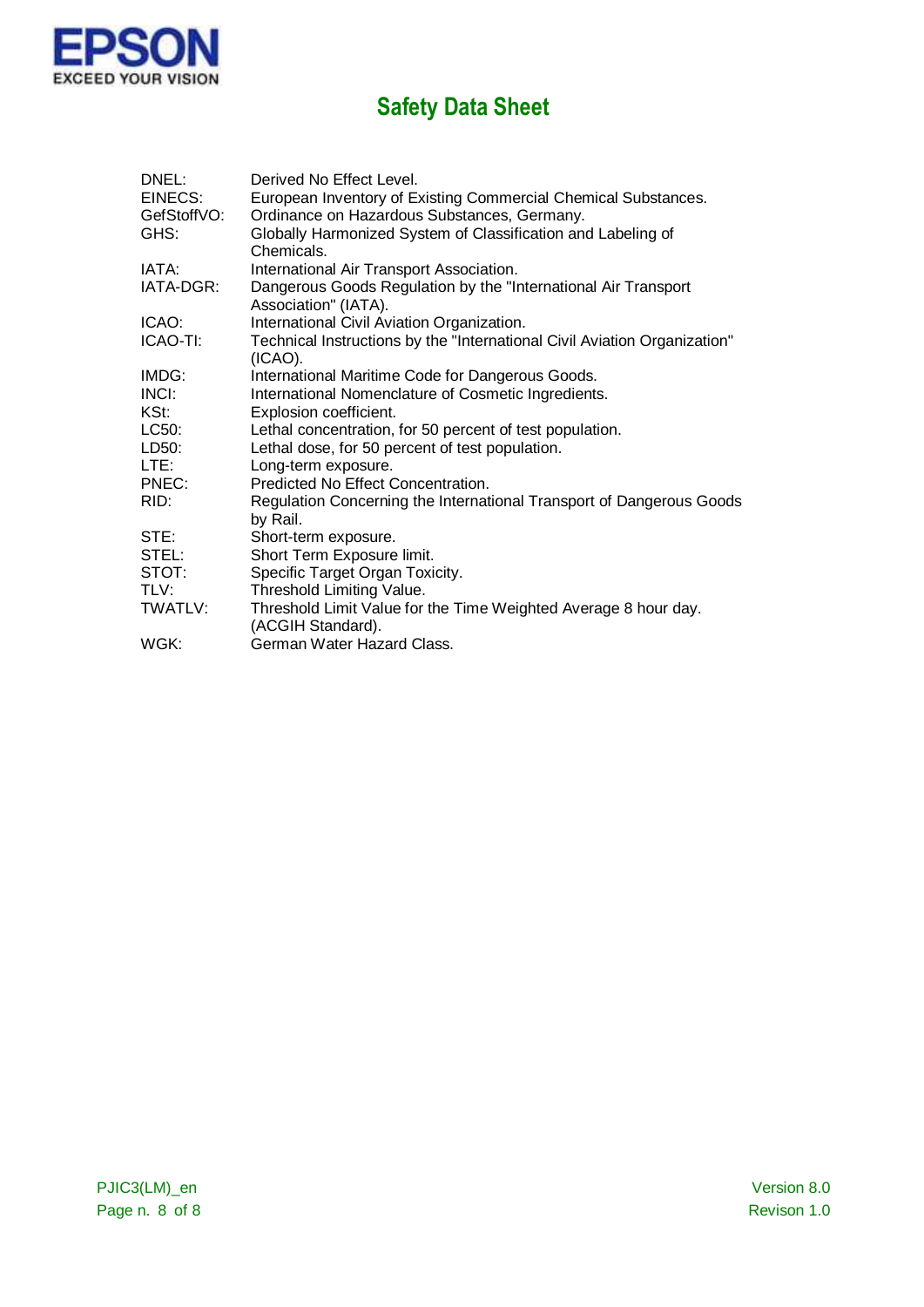| | |
|---|---|
| DNEL: | Derived No Effect Level. |
| EINECS: | European Inventory of Existing Commercial Chemical Substances. |
| GefStoffVO: | Ordinance on Hazardous Substances, Germany. |
| GHS: | Globally Harmonized System of Classification and Labeling of Chemicals. |
| IATA: | International Air Transport Association. |
| IATA-DGR: | Dangerous Goods Regulation by the "International Air Transport Association" (IATA). |
| ICAO: | International Civil Aviation Organization. |
| ICAO-TI: | Technical Instructions by the "International Civil Aviation Organization" (ICAO). |
| IMDG: | International Maritime Code for Dangerous Goods. |
| INCI: | International Nomenclature of Cosmetic Ingredients. |
| KSt: | Explosion coefficient. |
| LC50: | Lethal concentration, for 50 percent of test population. |
| LD50: | Lethal dose, for 50 percent of test population. |
| LTE: | Long-term exposure. |
| PNEC: | Predicted No Effect Concentration. |
| RID: | Regulation Concerning the International Transport of Dangerous Goods by Rail. |
| STE: | Short-term exposure. |
| STEL: | Short Term Exposure limit. |
| STOT: | Specific Target Organ Toxicity. |
| TLV: | Threshold Limiting Value. |
| TWATLV: | Threshold Limit Value for the Time Weighted Average 8 hour day. (ACGIH Standard). |
| WGK: | German Water Hazard Class. |